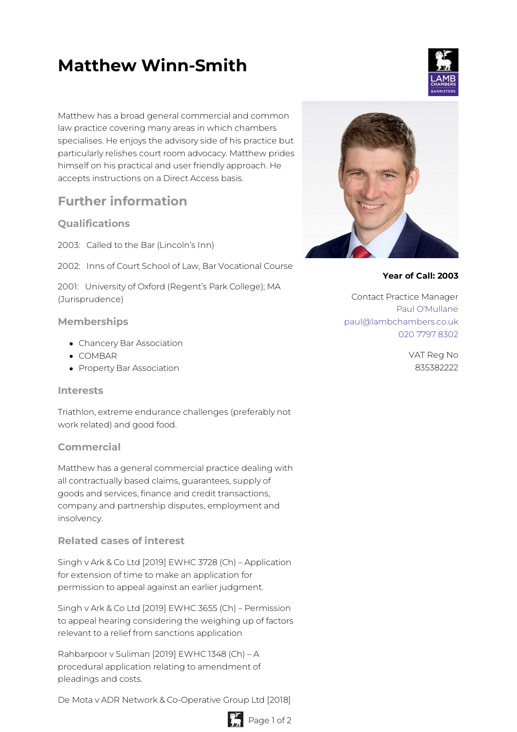# Matthew Winn-Smith

Matthew has a broad general commercial and common law practice covering many areas in which chambers specialises. He enjoys the advisory side of his practice but particularly relishes court room advocacy. Matthew prides himself on his practical and user friendly approach. He accepts instructions on a Direct Access basis.

**Year of Call: 2003**

Contact Practice Manager
Paul O'Mullane
paul@lambchambers.co.uk
020 7797 8302

VAT Reg No
835382222

## Further information

### Qualifications

2003: Called to the Bar (Lincoln's Inn)

2002: Inns of Court School of Law, Bar Vocational Course

2001: University of Oxford (Regent's Park College); MA (Jurisprudence)

### Memberships

- Chancery Bar Association
- COMBAR
- Property Bar Association

### Interests

Triathlon, extreme endurance challenges (preferably not work related) and good food.

### Commercial

Matthew has a general commercial practice dealing with all contractually based claims, guarantees, supply of goods and services, finance and credit transactions, company and partnership disputes, employment and insolvency.

### Related cases of interest

Singh v Ark & Co Ltd [2019] EWHC 3728 (Ch) – Application for extension of time to make an application for permission to appeal against an earlier judgment.

Singh v Ark & Co Ltd [2019] EWHC 3655 (Ch) – Permission to appeal hearing considering the weighing up of factors relevant to a relief from sanctions application

Rahbarpoor v Suliman [2019] EWHC 1348 (Ch) – A procedural application relating to amendment of pleadings and costs.

De Mota v ADR Network & Co-Operative Group Ltd [2018]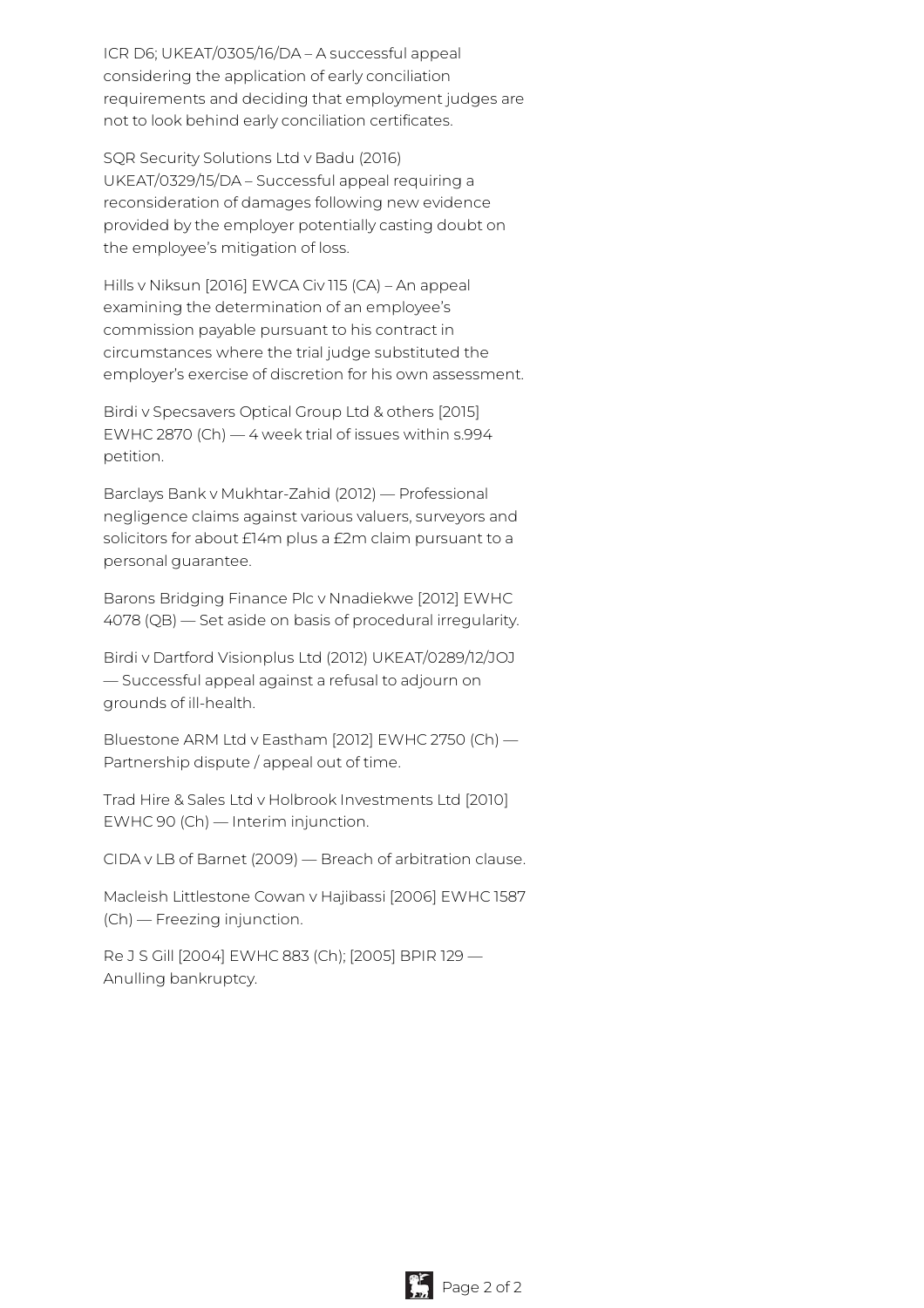ICR D6; UKEAT/0305/16/DA – A successful appeal considering the application of early conciliation requirements and deciding that employment judges are not to look behind early conciliation certificates.

SQR Security Solutions Ltd v Badu (2016) UKEAT/0329/15/DA – Successful appeal requiring a reconsideration of damages following new evidence provided by the employer potentially casting doubt on the employee's mitigation of loss.

Hills v Niksun [2016] EWCA Civ 115 (CA) – An appeal examining the determination of an employee's commission payable pursuant to his contract in circumstances where the trial judge substituted the employer's exercise of discretion for his own assessment.

Birdi v Specsavers Optical Group Ltd & others [2015] EWHC 2870 (Ch) — 4 week trial of issues within s.994 petition.

Barclays Bank v Mukhtar-Zahid (2012) — Professional negligence claims against various valuers, surveyors and solicitors for about £14m plus a £2m claim pursuant to a personal guarantee.

Barons Bridging Finance Plc v Nnadiekwe [2012] EWHC 4078 (QB) — Set aside on basis of procedural irregularity.

Birdi v Dartford Visionplus Ltd (2012) UKEAT/0289/12/JOJ — Successful appeal against a refusal to adjourn on grounds of ill-health.

Bluestone ARM Ltd v Eastham [2012] EWHC 2750 (Ch) — Partnership dispute / appeal out of time.

Trad Hire & Sales Ltd v Holbrook Investments Ltd [2010] EWHC 90 (Ch) — Interim injunction.

CIDA v LB of Barnet (2009) — Breach of arbitration clause.

Macleish Littlestone Cowan v Hajibassi [2006] EWHC 1587 (Ch) — Freezing injunction.

Re J S Gill [2004] EWHC 883 (Ch); [2005] BPIR 129 — Anulling bankruptcy.